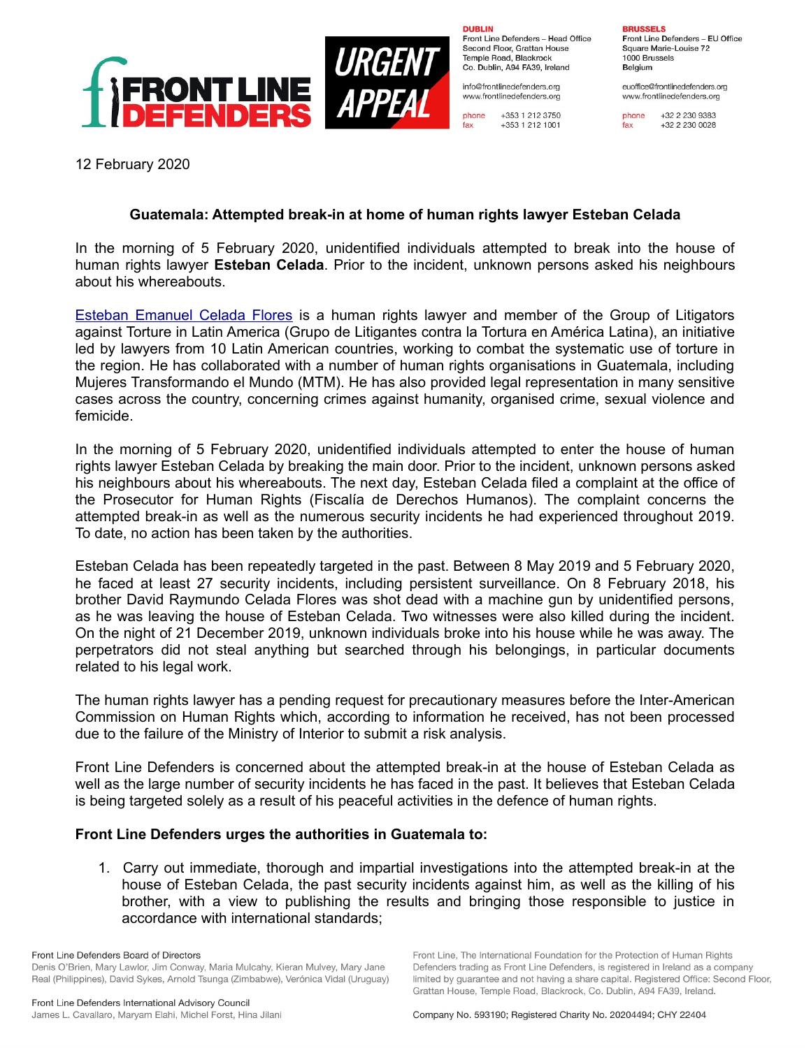**DUBLIN**
Front Line Defenders – Head Office
Second Floor, Grattan House
Temple Road, Blackrock
Co. Dublin, A94 FA39, Ireland

info@frontlinedefenders.org
www.frontlinedefenders.org

phone +353 1 212 3750
fax +353 1 212 1001

**BRUSSELS**
Front Line Defenders – EU Office
Square Marie-Louise 72
1000 Brussels
Belgium

euoffice@frontlinedefenders.org
www.frontlinedefenders.org

phone +32 2 230 9383
fax +32 2 230 0028

FRONT LINE DEFENDERS

URGENT APPEAL

12 February 2020

**Guatemala: Attempted break-in at home of human rights lawyer Esteban Celada**

In the morning of 5 February 2020, unidentified individuals attempted to break into the house of human rights lawyer **Esteban Celada**. Prior to the incident, unknown persons asked his neighbours about his whereabouts.

Esteban Emanuel Celada Flores is a human rights lawyer and member of the Group of Litigators against Torture in Latin America (Grupo de Litigantes contra la Tortura en América Latina), an initiative led by lawyers from 10 Latin American countries, working to combat the systematic use of torture in the region. He has collaborated with a number of human rights organisations in Guatemala, including Mujeres Transformando el Mundo (MTM). He has also provided legal representation in many sensitive cases across the country, concerning crimes against humanity, organised crime, sexual violence and femicide.

In the morning of 5 February 2020, unidentified individuals attempted to enter the house of human rights lawyer Esteban Celada by breaking the main door. Prior to the incident, unknown persons asked his neighbours about his whereabouts. The next day, Esteban Celada filed a complaint at the office of the Prosecutor for Human Rights (Fiscalía de Derechos Humanos). The complaint concerns the attempted break-in as well as the numerous security incidents he had experienced throughout 2019. To date, no action has been taken by the authorities.

Esteban Celada has been repeatedly targeted in the past. Between 8 May 2019 and 5 February 2020, he faced at least 27 security incidents, including persistent surveillance. On 8 February 2018, his brother David Raymundo Celada Flores was shot dead with a machine gun by unidentified persons, as he was leaving the house of Esteban Celada. Two witnesses were also killed during the incident. On the night of 21 December 2019, unknown individuals broke into his house while he was away. The perpetrators did not steal anything but searched through his belongings, in particular documents related to his legal work.

The human rights lawyer has a pending request for precautionary measures before the Inter-American Commission on Human Rights which, according to information he received, has not been processed due to the failure of the Ministry of Interior to submit a risk analysis.

Front Line Defenders is concerned about the attempted break-in at the house of Esteban Celada as well as the large number of security incidents he has faced in the past. It believes that Esteban Celada is being targeted solely as a result of his peaceful activities in the defence of human rights.

**Front Line Defenders urges the authorities in Guatemala to:**

1. Carry out immediate, thorough and impartial investigations into the attempted break-in at the house of Esteban Celada, the past security incidents against him, as well as the killing of his brother, with a view to publishing the results and bringing those responsible to justice in accordance with international standards;

Front Line Defenders Board of Directors
Denis O'Brien, Mary Lawlor, Jim Conway, Maria Mulcahy, Kieran Mulvey, Mary Jane Real (Philippines), David Sykes, Arnold Tsunga (Zimbabwe), Verónica Vidal (Uruguay)

Front Line Defenders International Advisory Council
James L. Cavallaro, Maryam Elahi, Michel Forst, Hina Jilani

Front Line, The International Foundation for the Protection of Human Rights Defenders trading as Front Line Defenders, is registered in Ireland as a company limited by guarantee and not having a share capital. Registered Office: Second Floor, Grattan House, Temple Road, Blackrock, Co. Dublin, A94 FA39, Ireland.

Company No. 593190; Registered Charity No. 20204494; CHY 22404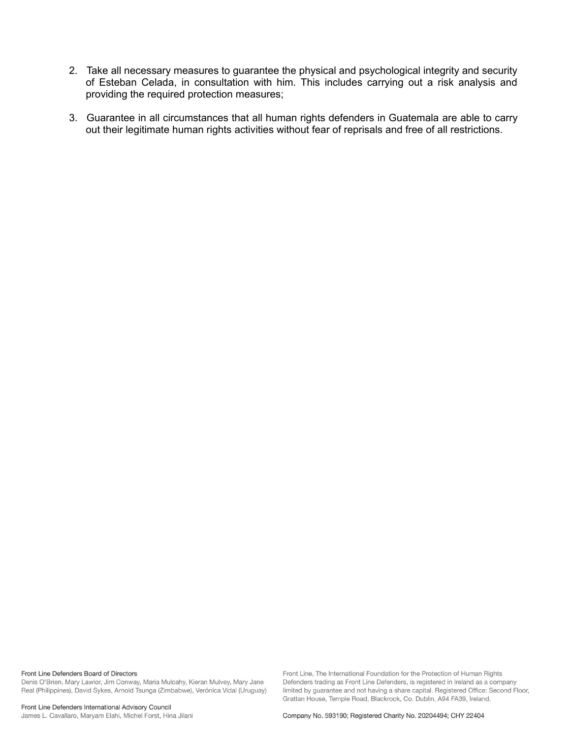2. Take all necessary measures to guarantee the physical and psychological integrity and security of Esteban Celada, in consultation with him. This includes carrying out a risk analysis and providing the required protection measures;

3. Guarantee in all circumstances that all human rights defenders in Guatemala are able to carry out their legitimate human rights activities without fear of reprisals and free of all restrictions.

Front Line Defenders Board of Directors
Denis O'Brien, Mary Lawlor, Jim Conway, Maria Mulcahy, Kieran Mulvey, Mary Jane Real (Philippines), David Sykes, Arnold Tsunga (Zimbabwe), Verónica Vidal (Uruguay)

Front Line Defenders International Advisory Council
James L. Cavallaro, Maryam Elahi, Michel Forst, Hina Jilani

Front Line, The International Foundation for the Protection of Human Rights Defenders trading as Front Line Defenders, is registered in Ireland as a company limited by guarantee and not having a share capital. Registered Office: Second Floor, Grattan House, Temple Road, Blackrock, Co. Dublin, A94 FA39, Ireland.

Company No. 593190; Registered Charity No. 20204494; CHY 22404